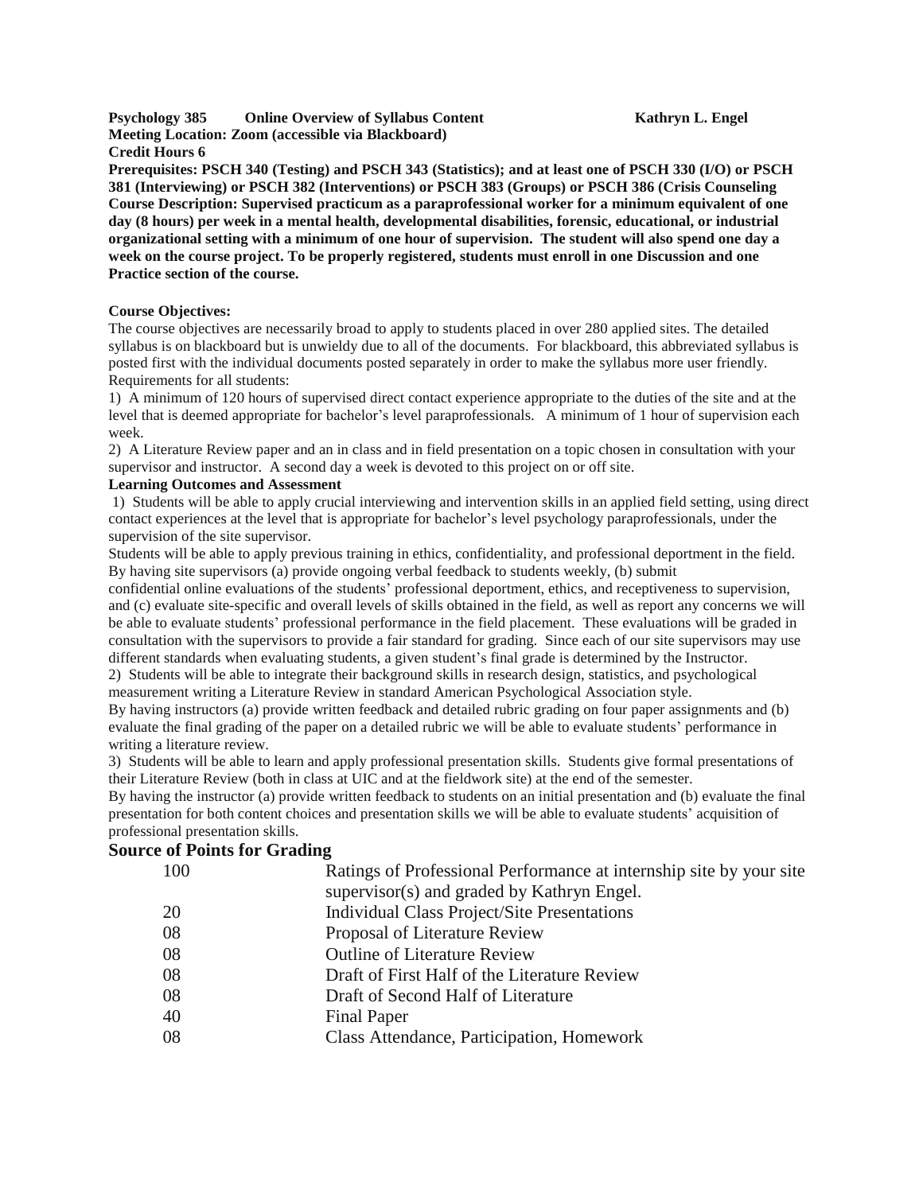**Psychology 385 Online Overview of Syllabus Content Kathryn L. Engel**
**Meeting Location: Zoom (accessible via Blackboard)**
**Credit Hours 6**
**Prerequisites: PSCH 340 (Testing) and PSCH 343 (Statistics); and at least one of PSCH 330 (I/O) or PSCH 381 (Interviewing) or PSCH 382 (Interventions) or PSCH 383 (Groups) or PSCH 386 (Crisis Counseling**
**Course Description: Supervised practicum as a paraprofessional worker for a minimum equivalent of one day (8 hours) per week in a mental health, developmental disabilities, forensic, educational, or industrial organizational setting with a minimum of one hour of supervision. The student will also spend one day a week on the course project. To be properly registered, students must enroll in one Discussion and one Practice section of the course.**

**Course Objectives:**

The course objectives are necessarily broad to apply to students placed in over 280 applied sites. The detailed syllabus is on blackboard but is unwieldy due to all of the documents. For blackboard, this abbreviated syllabus is posted first with the individual documents posted separately in order to make the syllabus more user friendly.

Requirements for all students:

1) A minimum of 120 hours of supervised direct contact experience appropriate to the duties of the site and at the level that is deemed appropriate for bachelor's level paraprofessionals. A minimum of 1 hour of supervision each week.

2) A Literature Review paper and an in class and in field presentation on a topic chosen in consultation with your supervisor and instructor. A second day a week is devoted to this project on or off site.

**Learning Outcomes and Assessment**

1) Students will be able to apply crucial interviewing and intervention skills in an applied field setting, using direct contact experiences at the level that is appropriate for bachelor's level psychology paraprofessionals, under the supervision of the site supervisor.

Students will be able to apply previous training in ethics, confidentiality, and professional deportment in the field. By having site supervisors (a) provide ongoing verbal feedback to students weekly, (b) submit confidential online evaluations of the students' professional deportment, ethics, and receptiveness to supervision, and (c) evaluate site-specific and overall levels of skills obtained in the field, as well as report any concerns we will be able to evaluate students' professional performance in the field placement. These evaluations will be graded in consultation with the supervisors to provide a fair standard for grading. Since each of our site supervisors may use different standards when evaluating students, a given student's final grade is determined by the Instructor.

2) Students will be able to integrate their background skills in research design, statistics, and psychological measurement writing a Literature Review in standard American Psychological Association style.

By having instructors (a) provide written feedback and detailed rubric grading on four paper assignments and (b) evaluate the final grading of the paper on a detailed rubric we will be able to evaluate students' performance in writing a literature review.

3) Students will be able to learn and apply professional presentation skills. Students give formal presentations of their Literature Review (both in class at UIC and at the fieldwork site) at the end of the semester.

By having the instructor (a) provide written feedback to students on an initial presentation and (b) evaluate the final presentation for both content choices and presentation skills we will be able to evaluate students' acquisition of professional presentation skills.

## Source of Points for Grading

| | |
|---|---|
| 100 | Ratings of Professional Performance at internship site by your site supervisor(s) and graded by Kathryn Engel. |
| 20 | Individual Class Project/Site Presentations |
| 08 | Proposal of Literature Review |
| 08 | Outline of Literature Review |
| 08 | Draft of First Half of the Literature Review |
| 08 | Draft of Second Half of Literature |
| 40 | Final Paper |
| 08 | Class Attendance, Participation, Homework |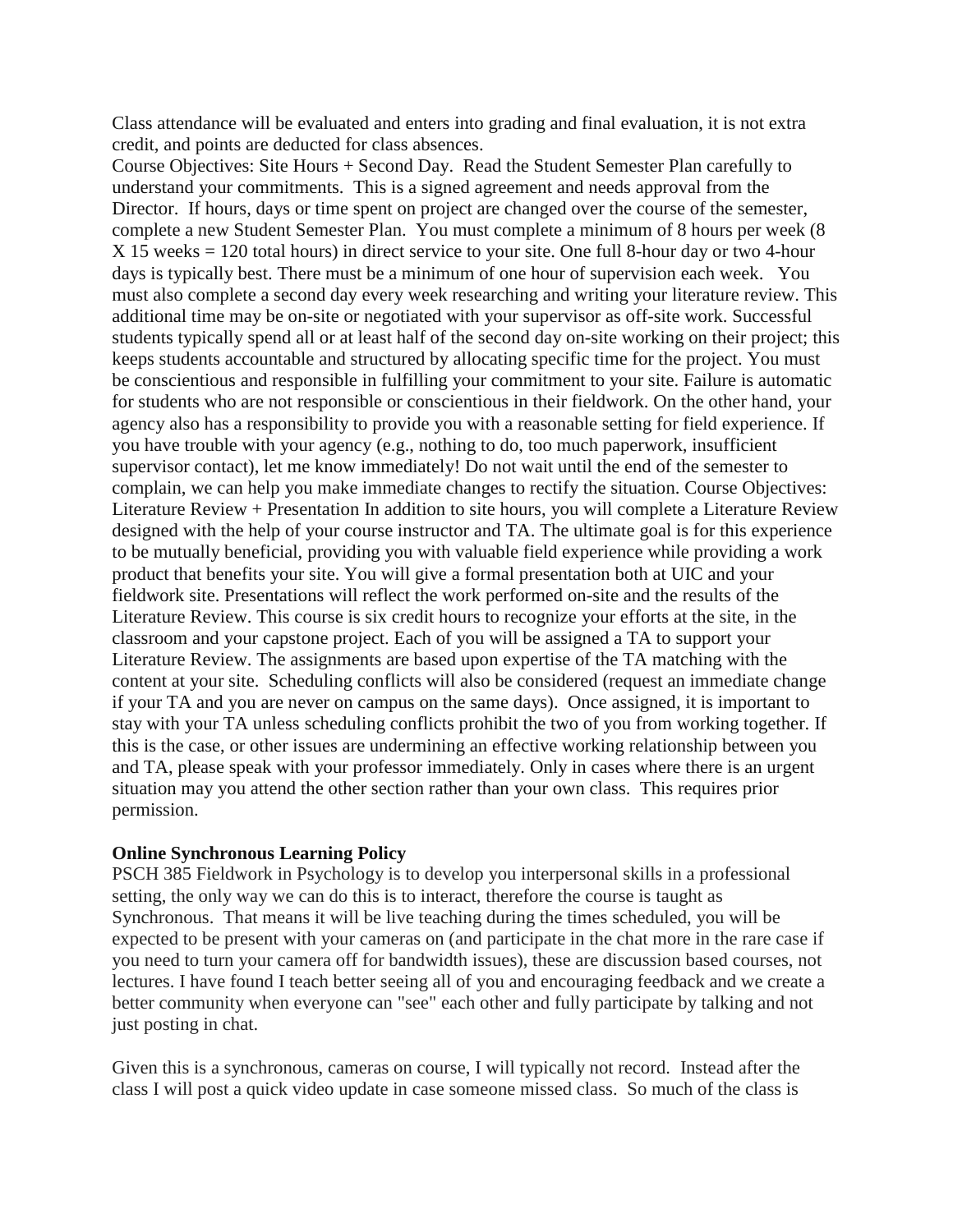Class attendance will be evaluated and enters into grading and final evaluation, it is not extra credit, and points are deducted for class absences.

Course Objectives: Site Hours + Second Day. Read the Student Semester Plan carefully to understand your commitments. This is a signed agreement and needs approval from the Director. If hours, days or time spent on project are changed over the course of the semester, complete a new Student Semester Plan. You must complete a minimum of 8 hours per week (8 X 15 weeks = 120 total hours) in direct service to your site. One full 8-hour day or two 4-hour days is typically best. There must be a minimum of one hour of supervision each week. You must also complete a second day every week researching and writing your literature review. This additional time may be on-site or negotiated with your supervisor as off-site work. Successful students typically spend all or at least half of the second day on-site working on their project; this keeps students accountable and structured by allocating specific time for the project. You must be conscientious and responsible in fulfilling your commitment to your site. Failure is automatic for students who are not responsible or conscientious in their fieldwork. On the other hand, your agency also has a responsibility to provide you with a reasonable setting for field experience. If you have trouble with your agency (e.g., nothing to do, too much paperwork, insufficient supervisor contact), let me know immediately! Do not wait until the end of the semester to complain, we can help you make immediate changes to rectify the situation. Course Objectives: Literature Review + Presentation In addition to site hours, you will complete a Literature Review designed with the help of your course instructor and TA. The ultimate goal is for this experience to be mutually beneficial, providing you with valuable field experience while providing a work product that benefits your site. You will give a formal presentation both at UIC and your fieldwork site. Presentations will reflect the work performed on-site and the results of the Literature Review. This course is six credit hours to recognize your efforts at the site, in the classroom and your capstone project. Each of you will be assigned a TA to support your Literature Review. The assignments are based upon expertise of the TA matching with the content at your site. Scheduling conflicts will also be considered (request an immediate change if your TA and you are never on campus on the same days). Once assigned, it is important to stay with your TA unless scheduling conflicts prohibit the two of you from working together. If this is the case, or other issues are undermining an effective working relationship between you and TA, please speak with your professor immediately. Only in cases where there is an urgent situation may you attend the other section rather than your own class. This requires prior permission.

**Online Synchronous Learning Policy**

PSCH 385 Fieldwork in Psychology is to develop you interpersonal skills in a professional setting, the only way we can do this is to interact, therefore the course is taught as Synchronous. That means it will be live teaching during the times scheduled, you will be expected to be present with your cameras on (and participate in the chat more in the rare case if you need to turn your camera off for bandwidth issues), these are discussion based courses, not lectures. I have found I teach better seeing all of you and encouraging feedback and we create a better community when everyone can "see" each other and fully participate by talking and not just posting in chat.

Given this is a synchronous, cameras on course, I will typically not record. Instead after the class I will post a quick video update in case someone missed class. So much of the class is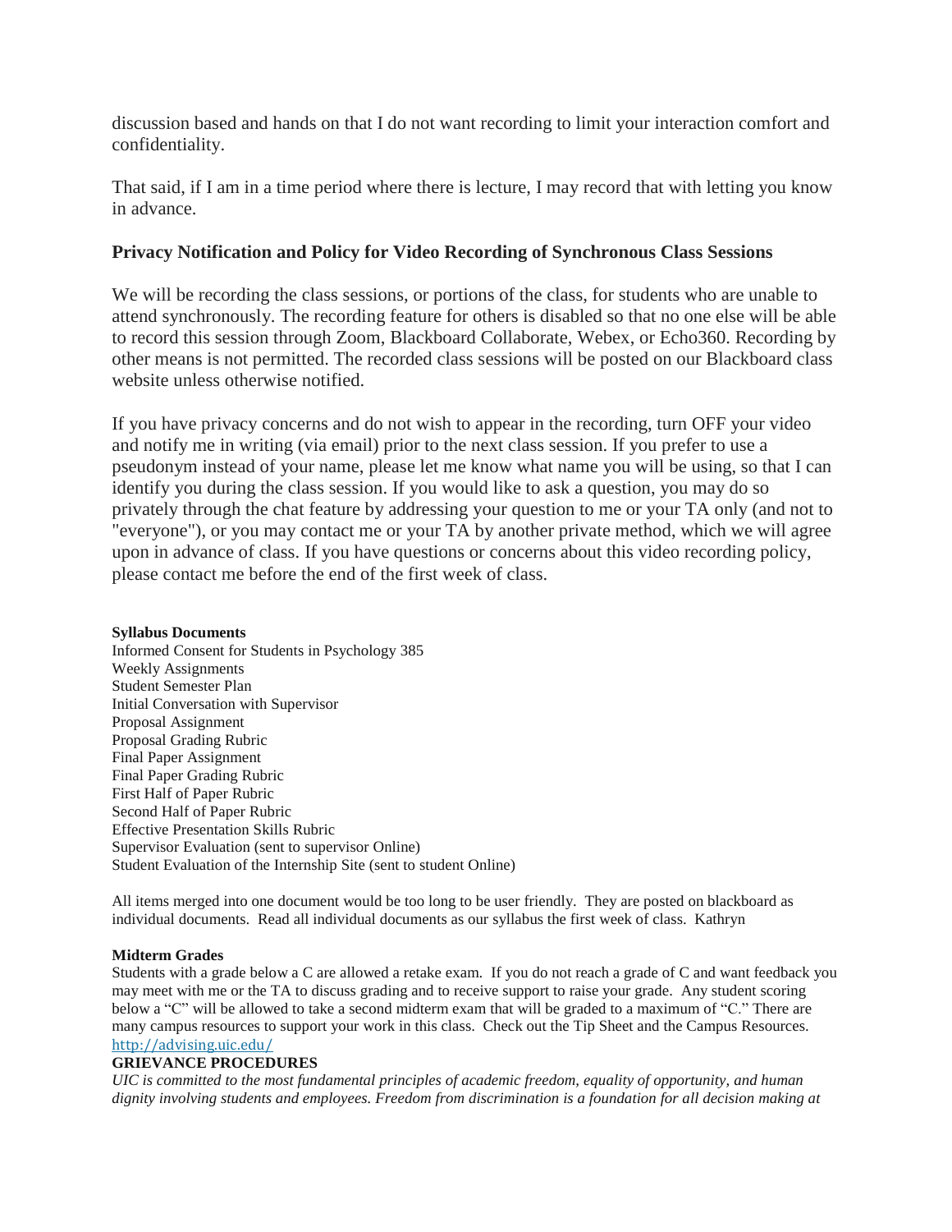discussion based and hands on that I do not want recording to limit your interaction comfort and confidentiality.

That said, if I am in a time period where there is lecture, I may record that with letting you know in advance.

### Privacy Notification and Policy for Video Recording of Synchronous Class Sessions

We will be recording the class sessions, or portions of the class, for students who are unable to attend synchronously. The recording feature for others is disabled so that no one else will be able to record this session through Zoom, Blackboard Collaborate, Webex, or Echo360. Recording by other means is not permitted. The recorded class sessions will be posted on our Blackboard class website unless otherwise notified.

If you have privacy concerns and do not wish to appear in the recording, turn OFF your video and notify me in writing (via email) prior to the next class session. If you prefer to use a pseudonym instead of your name, please let me know what name you will be using, so that I can identify you during the class session. If you would like to ask a question, you may do so privately through the chat feature by addressing your question to me or your TA only (and not to "everyone"), or you may contact me or your TA by another private method, which we will agree upon in advance of class. If you have questions or concerns about this video recording policy, please contact me before the end of the first week of class.

**Syllabus Documents**
Informed Consent for Students in Psychology 385
Weekly Assignments
Student Semester Plan
Initial Conversation with Supervisor
Proposal Assignment
Proposal Grading Rubric
Final Paper Assignment
Final Paper Grading Rubric
First Half of Paper Rubric
Second Half of Paper Rubric
Effective Presentation Skills Rubric
Supervisor Evaluation (sent to supervisor Online)
Student Evaluation of the Internship Site (sent to student Online)

All items merged into one document would be too long to be user friendly. They are posted on blackboard as individual documents. Read all individual documents as our syllabus the first week of class. Kathryn

**Midterm Grades**
Students with a grade below a C are allowed a retake exam. If you do not reach a grade of C and want feedback you may meet with me or the TA to discuss grading and to receive support to raise your grade. Any student scoring below a "C" will be allowed to take a second midterm exam that will be graded to a maximum of "C." There are many campus resources to support your work in this class. Check out the Tip Sheet and the Campus Resources. http://advising.uic.edu/

**GRIEVANCE PROCEDURES**
*UIC is committed to the most fundamental principles of academic freedom, equality of opportunity, and human dignity involving students and employees. Freedom from discrimination is a foundation for all decision making at*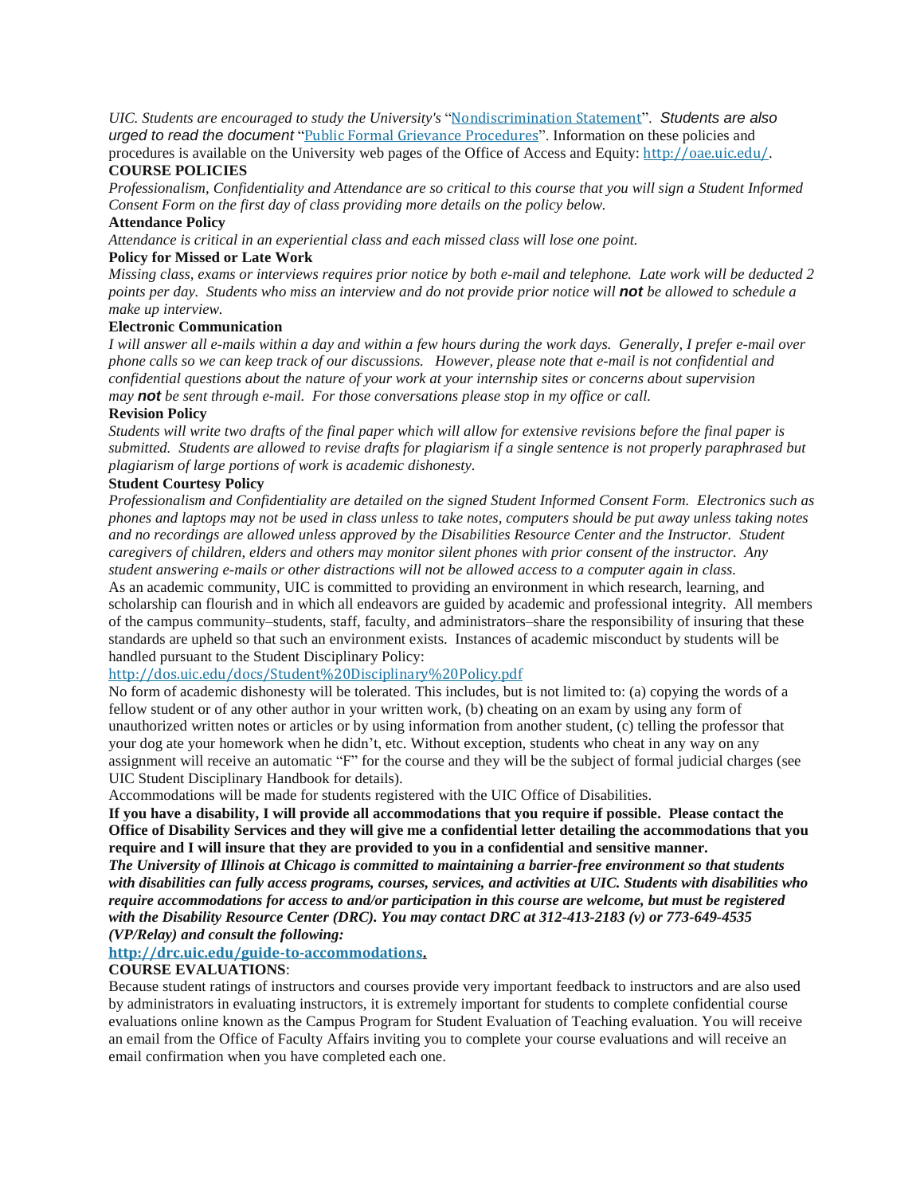*UIC. Students are encouraged to study the University's* "[Nondiscrimination Statement](#)". *Students are also urged to read the document* "[Public Formal Grievance Procedures](#)". Information on these policies and procedures is available on the University web pages of the Office of Access and Equity: [http://oae.uic.edu/](http://oae.uic.edu/).

## COURSE POLICIES

*Professionalism, Confidentiality and Attendance are so critical to this course that you will sign a Student Informed Consent Form on the first day of class providing more details on the policy below.*

### Attendance Policy

*Attendance is critical in an experiential class and each missed class will lose one point.*

### Policy for Missed or Late Work

*Missing class, exams or interviews requires prior notice by both e-mail and telephone. Late work will be deducted 2 points per day. Students who miss an interview and do not provide prior notice will **not** be allowed to schedule a make up interview.*

### Electronic Communication

*I will answer all e-mails within a day and within a few hours during the work days. Generally, I prefer e-mail over phone calls so we can keep track of our discussions. However, please note that e-mail is not confidential and confidential questions about the nature of your work at your internship sites or concerns about supervision may **not** be sent through e-mail. For those conversations please stop in my office or call.*

### Revision Policy

*Students will write two drafts of the final paper which will allow for extensive revisions before the final paper is submitted. Students are allowed to revise drafts for plagiarism if a single sentence is not properly paraphrased but plagiarism of large portions of work is academic dishonesty.*

### Student Courtesy Policy

*Professionalism and Confidentiality are detailed on the signed Student Informed Consent Form. Electronics such as phones and laptops may not be used in class unless to take notes, computers should be put away unless taking notes and no recordings are allowed unless approved by the Disabilities Resource Center and the Instructor. Student caregivers of children, elders and others may monitor silent phones with prior consent of the instructor. Any student answering e-mails or other distractions will not be allowed access to a computer again in class.*

As an academic community, UIC is committed to providing an environment in which research, learning, and scholarship can flourish and in which all endeavors are guided by academic and professional integrity. All members of the campus community–students, staff, faculty, and administrators–share the responsibility of insuring that these standards are upheld so that such an environment exists. Instances of academic misconduct by students will be handled pursuant to the Student Disciplinary Policy:

[http://dos.uic.edu/docs/Student%20Disciplinary%20Policy.pdf](http://dos.uic.edu/docs/Student%20Disciplinary%20Policy.pdf)

No form of academic dishonesty will be tolerated. This includes, but is not limited to: (a) copying the words of a fellow student or of any other author in your written work, (b) cheating on an exam by using any form of unauthorized written notes or articles or by using information from another student, (c) telling the professor that your dog ate your homework when he didn't, etc. Without exception, students who cheat in any way on any assignment will receive an automatic "F" for the course and they will be the subject of formal judicial charges (see UIC Student Disciplinary Handbook for details).

Accommodations will be made for students registered with the UIC Office of Disabilities.

**If you have a disability, I will provide all accommodations that you require if possible. Please contact the Office of Disability Services and they will give me a confidential letter detailing the accommodations that you require and I will insure that they are provided to you in a confidential and sensitive manner.**

***The University of Illinois at Chicago is committed to maintaining a barrier-free environment so that students with disabilities can fully access programs, courses, services, and activities at UIC. Students with disabilities who require accommodations for access to and/or participation in this course are welcome, but must be registered with the Disability Resource Center (DRC). You may contact DRC at 312-413-2183 (v) or 773-649-4535 (VP/Relay) and consult the following:***

**[http://drc.uic.edu/guide-to-accommodations.](http://drc.uic.edu/guide-to-accommodations)**

## COURSE EVALUATIONS:

Because student ratings of instructors and courses provide very important feedback to instructors and are also used by administrators in evaluating instructors, it is extremely important for students to complete confidential course evaluations online known as the Campus Program for Student Evaluation of Teaching evaluation. You will receive an email from the Office of Faculty Affairs inviting you to complete your course evaluations and will receive an email confirmation when you have completed each one.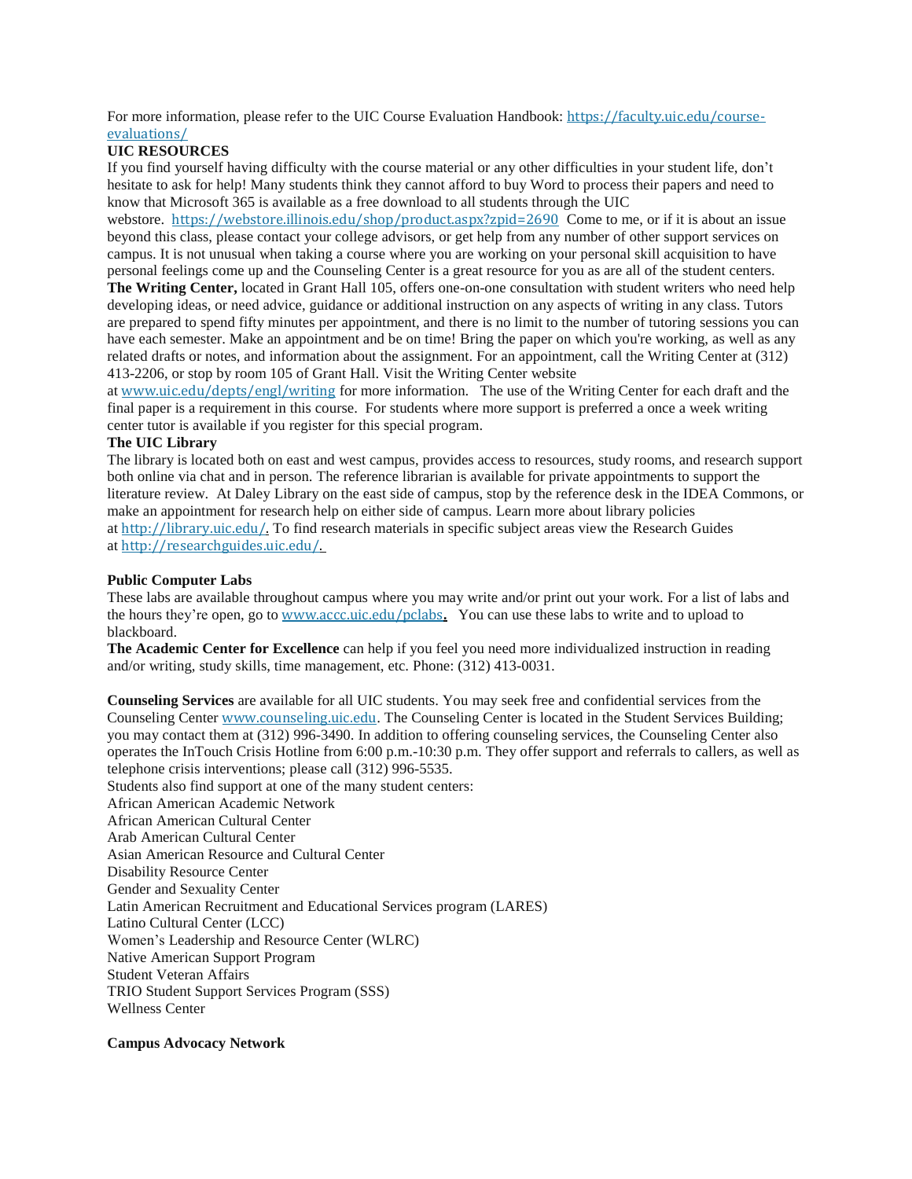For more information, please refer to the UIC Course Evaluation Handbook: https://faculty.uic.edu/course-evaluations/

**UIC RESOURCES**

If you find yourself having difficulty with the course material or any other difficulties in your student life, don't hesitate to ask for help! Many students think they cannot afford to buy Word to process their papers and need to know that Microsoft 365 is available as a free download to all students through the UIC webstore. https://webstore.illinois.edu/shop/product.aspx?zpid=2690 Come to me, or if it is about an issue beyond this class, please contact your college advisors, or get help from any number of other support services on campus. It is not unusual when taking a course where you are working on your personal skill acquisition to have personal feelings come up and the Counseling Center is a great resource for you as are all of the student centers.

**The Writing Center,** located in Grant Hall 105, offers one-on-one consultation with student writers who need help developing ideas, or need advice, guidance or additional instruction on any aspects of writing in any class. Tutors are prepared to spend fifty minutes per appointment, and there is no limit to the number of tutoring sessions you can have each semester. Make an appointment and be on time! Bring the paper on which you're working, as well as any related drafts or notes, and information about the assignment. For an appointment, call the Writing Center at (312) 413-2206, or stop by room 105 of Grant Hall. Visit the Writing Center website at www.uic.edu/depts/engl/writing for more information. The use of the Writing Center for each draft and the final paper is a requirement in this course. For students where more support is preferred a once a week writing center tutor is available if you register for this special program.

**The UIC Library**

The library is located both on east and west campus, provides access to resources, study rooms, and research support both online via chat and in person. The reference librarian is available for private appointments to support the literature review. At Daley Library on the east side of campus, stop by the reference desk in the IDEA Commons, or make an appointment for research help on either side of campus. Learn more about library policies at http://library.uic.edu/. To find research materials in specific subject areas view the Research Guides at http://researchguides.uic.edu/.

**Public Computer Labs**

These labs are available throughout campus where you may write and/or print out your work. For a list of labs and the hours they're open, go to www.accc.uic.edu/pclabs. You can use these labs to write and to upload to blackboard.

**The Academic Center for Excellence** can help if you feel you need more individualized instruction in reading and/or writing, study skills, time management, etc. Phone: (312) 413-0031.

**Counseling Services** are available for all UIC students. You may seek free and confidential services from the Counseling Center www.counseling.uic.edu. The Counseling Center is located in the Student Services Building; you may contact them at (312) 996-3490. In addition to offering counseling services, the Counseling Center also operates the InTouch Crisis Hotline from 6:00 p.m.-10:30 p.m. They offer support and referrals to callers, as well as telephone crisis interventions; please call (312) 996-5535.

Students also find support at one of the many student centers:

African American Academic Network
African American Cultural Center
Arab American Cultural Center
Asian American Resource and Cultural Center
Disability Resource Center
Gender and Sexuality Center
Latin American Recruitment and Educational Services program (LARES)
Latino Cultural Center (LCC)
Women's Leadership and Resource Center (WLRC)
Native American Support Program
Student Veteran Affairs
TRIO Student Support Services Program (SSS)
Wellness Center

**Campus Advocacy Network**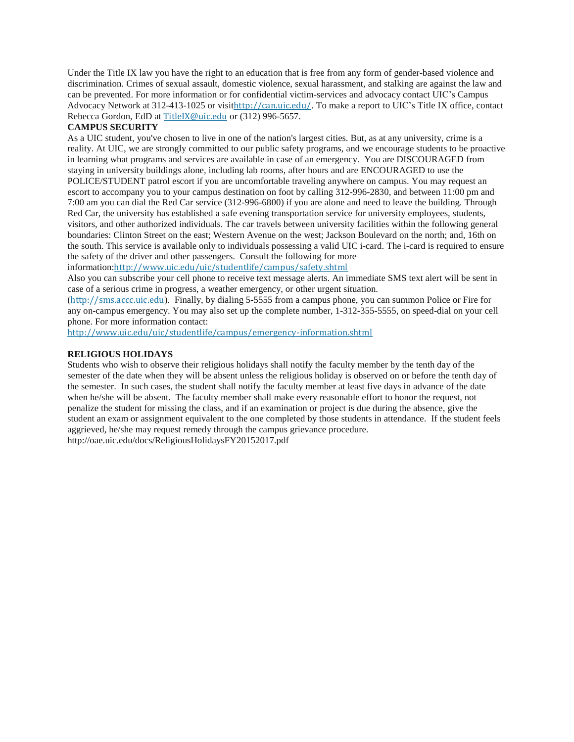Under the Title IX law you have the right to an education that is free from any form of gender-based violence and discrimination. Crimes of sexual assault, domestic violence, sexual harassment, and stalking are against the law and can be prevented. For more information or for confidential victim-services and advocacy contact UIC's Campus Advocacy Network at 312-413-1025 or visithttp://can.uic.edu/. To make a report to UIC's Title IX office, contact Rebecca Gordon, EdD at TitleIX@uic.edu or (312) 996-5657.

**CAMPUS SECURITY**

As a UIC student, you've chosen to live in one of the nation's largest cities. But, as at any university, crime is a reality. At UIC, we are strongly committed to our public safety programs, and we encourage students to be proactive in learning what programs and services are available in case of an emergency. You are DISCOURAGED from staying in university buildings alone, including lab rooms, after hours and are ENCOURAGED to use the POLICE/STUDENT patrol escort if you are uncomfortable traveling anywhere on campus. You may request an escort to accompany you to your campus destination on foot by calling 312-996-2830, and between 11:00 pm and 7:00 am you can dial the Red Car service (312-996-6800) if you are alone and need to leave the building. Through Red Car, the university has established a safe evening transportation service for university employees, students, visitors, and other authorized individuals. The car travels between university facilities within the following general boundaries: Clinton Street on the east; Western Avenue on the west; Jackson Boulevard on the north; and, 16th on the south. This service is available only to individuals possessing a valid UIC i-card. The i-card is required to ensure the safety of the driver and other passengers. Consult the following for more information:http://www.uic.edu/uic/studentlife/campus/safety.shtml

Also you can subscribe your cell phone to receive text message alerts. An immediate SMS text alert will be sent in case of a serious crime in progress, a weather emergency, or other urgent situation. (http://sms.accc.uic.edu). Finally, by dialing 5-5555 from a campus phone, you can summon Police or Fire for any on-campus emergency. You may also set up the complete number, 1-312-355-5555, on speed-dial on your cell phone. For more information contact:
http://www.uic.edu/uic/studentlife/campus/emergency-information.shtml

**RELIGIOUS HOLIDAYS**

Students who wish to observe their religious holidays shall notify the faculty member by the tenth day of the semester of the date when they will be absent unless the religious holiday is observed on or before the tenth day of the semester. In such cases, the student shall notify the faculty member at least five days in advance of the date when he/she will be absent. The faculty member shall make every reasonable effort to honor the request, not penalize the student for missing the class, and if an examination or project is due during the absence, give the student an exam or assignment equivalent to the one completed by those students in attendance. If the student feels aggrieved, he/she may request remedy through the campus grievance procedure.
http://oae.uic.edu/docs/ReligiousHolidaysFY20152017.pdf